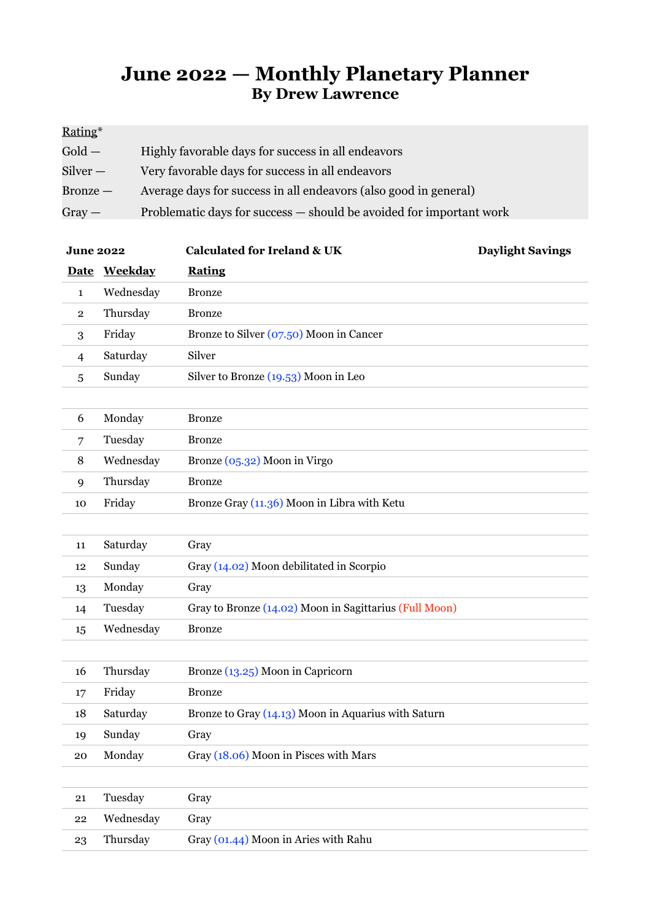# June 2022 — Monthly Planetary Planner
## By Drew Lawrence

Rating*

| | |
|---|---|
| Gold — | Highly favorable days for success in all endeavors |
| Silver — | Very favorable days for success in all endeavors |
| Bronze — | Average days for success in all endeavors (also good in general) |
| Gray — | Problematic days for success — should be avoided for important work |

**June 2022** **Calculated for Ireland & UK** **Daylight Savings**

| Date | Weekday | Rating |
|---|---|---|
| 1 | Wednesday | Bronze |
| 2 | Thursday | Bronze |
| 3 | Friday | Bronze to Silver (07.50) Moon in Cancer |
| 4 | Saturday | Silver |
| 5 | Sunday | Silver to Bronze (19.53) Moon in Leo |
| 6 | Monday | Bronze |
| 7 | Tuesday | Bronze |
| 8 | Wednesday | Bronze (05.32) Moon in Virgo |
| 9 | Thursday | Bronze |
| 10 | Friday | Bronze Gray (11.36) Moon in Libra with Ketu |
| 11 | Saturday | Gray |
| 12 | Sunday | Gray (14.02) Moon debilitated in Scorpio |
| 13 | Monday | Gray |
| 14 | Tuesday | Gray to Bronze (14.02) Moon in Sagittarius (Full Moon) |
| 15 | Wednesday | Bronze |
| 16 | Thursday | Bronze (13.25) Moon in Capricorn |
| 17 | Friday | Bronze |
| 18 | Saturday | Bronze to Gray (14.13) Moon in Aquarius with Saturn |
| 19 | Sunday | Gray |
| 20 | Monday | Gray (18.06) Moon in Pisces with Mars |
| 21 | Tuesday | Gray |
| 22 | Wednesday | Gray |
| 23 | Thursday | Gray (01.44) Moon in Aries with Rahu |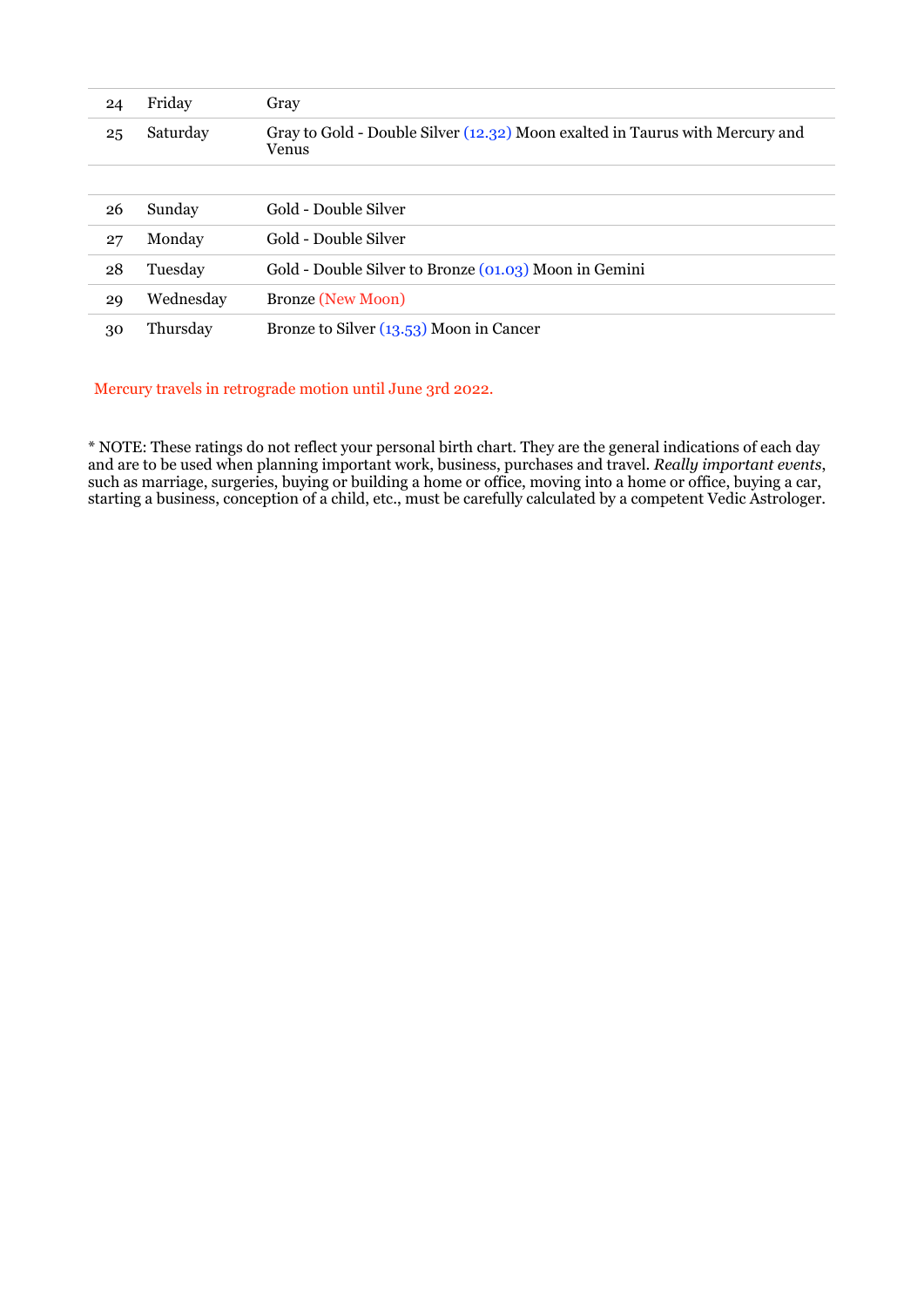| | | |
|---|---|---|
| 24 | Friday | Gray |
| 25 | Saturday | Gray to Gold - Double Silver (12.32) Moon exalted in Taurus with Mercury and Venus |
| | | |
| 26 | Sunday | Gold - Double Silver |
| 27 | Monday | Gold - Double Silver |
| 28 | Tuesday | Gold - Double Silver to Bronze (01.03) Moon in Gemini |
| 29 | Wednesday | Bronze (New Moon) |
| 30 | Thursday | Bronze to Silver (13.53) Moon in Cancer |

Mercury travels in retrograde motion until June 3rd 2022.

* NOTE: These ratings do not reflect your personal birth chart. They are the general indications of each day and are to be used when planning important work, business, purchases and travel. *Really important events*, such as marriage, surgeries, buying or building a home or office, moving into a home or office, buying a car, starting a business, conception of a child, etc., must be carefully calculated by a competent Vedic Astrologer.